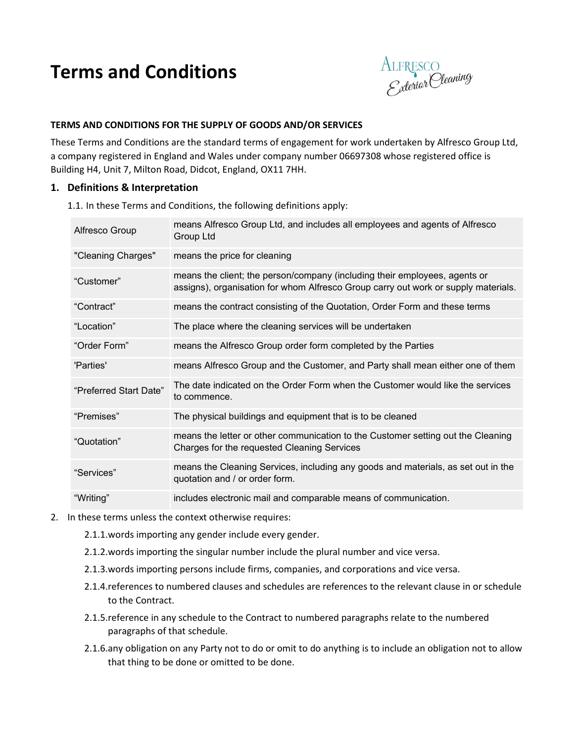# Terms and Conditions

**TERMS AND CONDITIONS FOR THE SUPPLY OF GOODS AND/OR SERVICES**

These Terms and Conditions are the standard terms of engagement for work undertaken by Alfresco Group Ltd, a company registered in England and Wales under company number 06697308 whose registered office is Building H4, Unit 7, Milton Road, Didcot, England, OX11 7HH.

## 1. Definitions & Interpretation

1.1. In these Terms and Conditions, the following definitions apply:

| Term | Definition |
|---|---|
| Alfresco Group | means Alfresco Group Ltd, and includes all employees and agents of Alfresco Group Ltd |
| "Cleaning Charges" | means the price for cleaning |
| "Customer" | means the client; the person/company (including their employees, agents or assigns), organisation for whom Alfresco Group carry out work or supply materials. |
| "Contract" | means the contract consisting of the Quotation, Order Form and these terms |
| "Location" | The place where the cleaning services will be undertaken |
| "Order Form" | means the Alfresco Group order form completed by the Parties |
| 'Parties' | means Alfresco Group and the Customer, and Party shall mean either one of them |
| "Preferred Start Date" | The date indicated on the Order Form when the Customer would like the services to commence. |
| "Premises" | The physical buildings and equipment that is to be cleaned |
| "Quotation" | means the letter or other communication to the Customer setting out the Cleaning Charges for the requested Cleaning Services |
| "Services" | means the Cleaning Services, including any goods and materials, as set out in the quotation and / or order form. |
| "Writing" | includes electronic mail and comparable means of communication. |

2. In these terms unless the context otherwise requires:

2.1.1. words importing any gender include every gender.

2.1.2. words importing the singular number include the plural number and vice versa.

2.1.3. words importing persons include firms, companies, and corporations and vice versa.

2.1.4. references to numbered clauses and schedules are references to the relevant clause in or schedule to the Contract.

2.1.5. reference in any schedule to the Contract to numbered paragraphs relate to the numbered paragraphs of that schedule.

2.1.6. any obligation on any Party not to do or omit to do anything is to include an obligation not to allow that thing to be done or omitted to be done.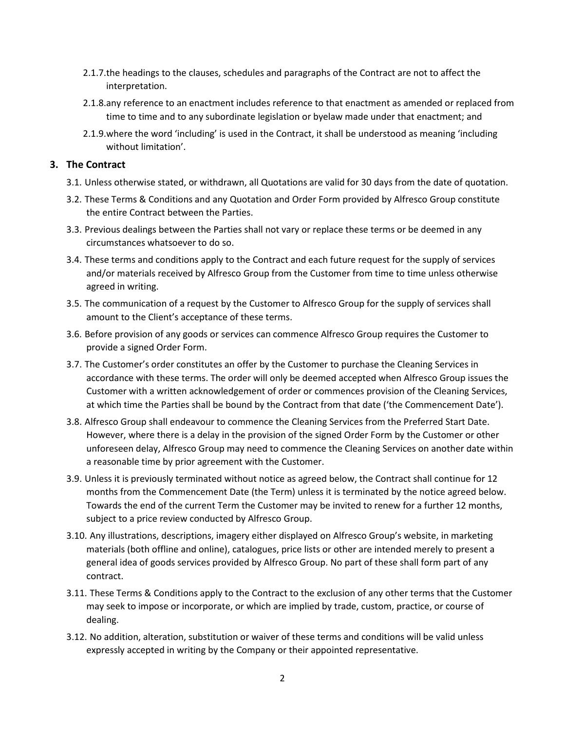2.1.7. the headings to the clauses, schedules and paragraphs of the Contract are not to affect the interpretation.

2.1.8. any reference to an enactment includes reference to that enactment as amended or replaced from time to time and to any subordinate legislation or byelaw made under that enactment; and

2.1.9. where the word 'including' is used in the Contract, it shall be understood as meaning 'including without limitation'.

## 3. The Contract

3.1. Unless otherwise stated, or withdrawn, all Quotations are valid for 30 days from the date of quotation.

3.2. These Terms & Conditions and any Quotation and Order Form provided by Alfresco Group constitute the entire Contract between the Parties.

3.3. Previous dealings between the Parties shall not vary or replace these terms or be deemed in any circumstances whatsoever to do so.

3.4. These terms and conditions apply to the Contract and each future request for the supply of services and/or materials received by Alfresco Group from the Customer from time to time unless otherwise agreed in writing.

3.5. The communication of a request by the Customer to Alfresco Group for the supply of services shall amount to the Client's acceptance of these terms.

3.6. Before provision of any goods or services can commence Alfresco Group requires the Customer to provide a signed Order Form.

3.7. The Customer's order constitutes an offer by the Customer to purchase the Cleaning Services in accordance with these terms. The order will only be deemed accepted when Alfresco Group issues the Customer with a written acknowledgement of order or commences provision of the Cleaning Services, at which time the Parties shall be bound by the Contract from that date ('the Commencement Date').

3.8. Alfresco Group shall endeavour to commence the Cleaning Services from the Preferred Start Date. However, where there is a delay in the provision of the signed Order Form by the Customer or other unforeseen delay, Alfresco Group may need to commence the Cleaning Services on another date within a reasonable time by prior agreement with the Customer.

3.9. Unless it is previously terminated without notice as agreed below, the Contract shall continue for 12 months from the Commencement Date (the Term) unless it is terminated by the notice agreed below. Towards the end of the current Term the Customer may be invited to renew for a further 12 months, subject to a price review conducted by Alfresco Group.

3.10. Any illustrations, descriptions, imagery either displayed on Alfresco Group's website, in marketing materials (both offline and online), catalogues, price lists or other are intended merely to present a general idea of goods services provided by Alfresco Group. No part of these shall form part of any contract.

3.11. These Terms & Conditions apply to the Contract to the exclusion of any other terms that the Customer may seek to impose or incorporate, or which are implied by trade, custom, practice, or course of dealing.

3.12. No addition, alteration, substitution or waiver of these terms and conditions will be valid unless expressly accepted in writing by the Company or their appointed representative.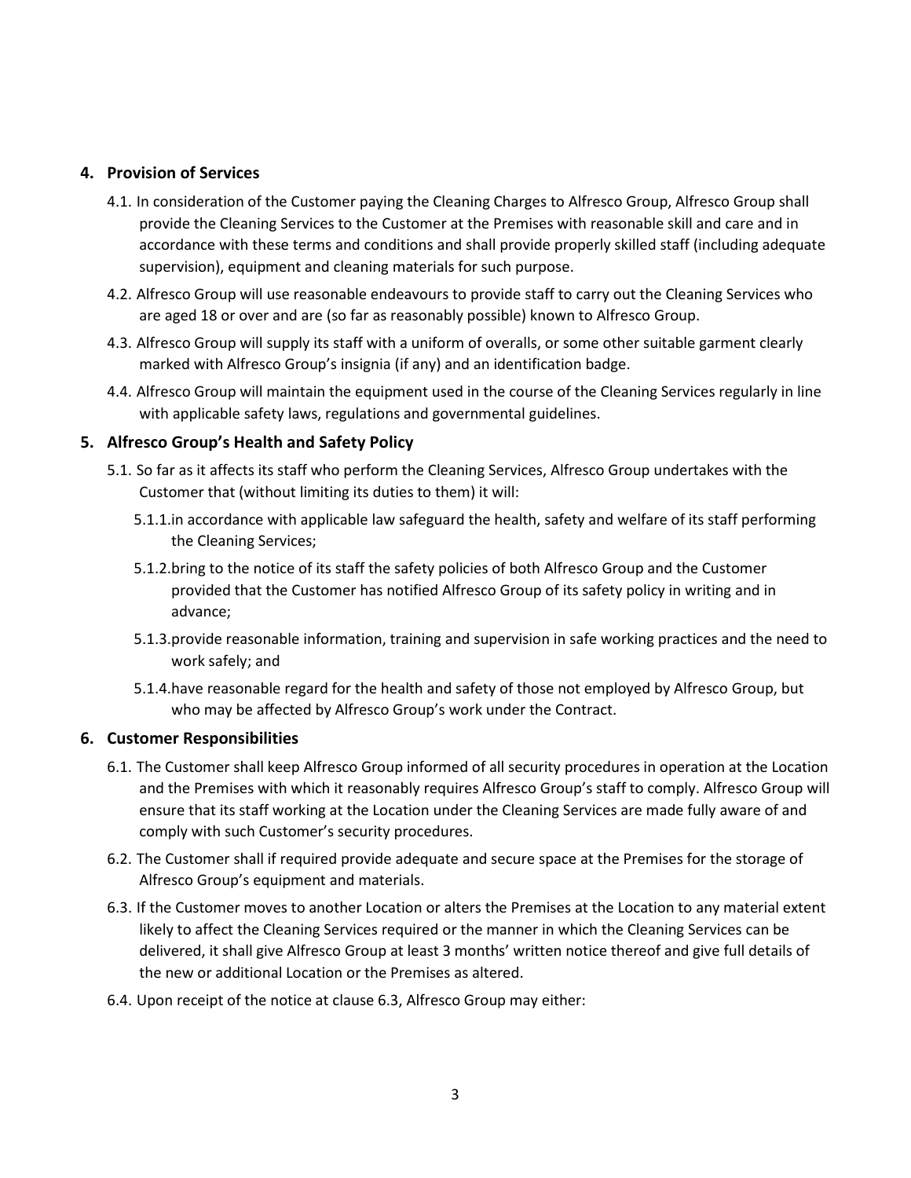## 4. Provision of Services

4.1. In consideration of the Customer paying the Cleaning Charges to Alfresco Group, Alfresco Group shall provide the Cleaning Services to the Customer at the Premises with reasonable skill and care and in accordance with these terms and conditions and shall provide properly skilled staff (including adequate supervision), equipment and cleaning materials for such purpose.

4.2. Alfresco Group will use reasonable endeavours to provide staff to carry out the Cleaning Services who are aged 18 or over and are (so far as reasonably possible) known to Alfresco Group.

4.3. Alfresco Group will supply its staff with a uniform of overalls, or some other suitable garment clearly marked with Alfresco Group's insignia (if any) and an identification badge.

4.4. Alfresco Group will maintain the equipment used in the course of the Cleaning Services regularly in line with applicable safety laws, regulations and governmental guidelines.

## 5. Alfresco Group's Health and Safety Policy

5.1. So far as it affects its staff who perform the Cleaning Services, Alfresco Group undertakes with the Customer that (without limiting its duties to them) it will:

5.1.1. in accordance with applicable law safeguard the health, safety and welfare of its staff performing the Cleaning Services;

5.1.2. bring to the notice of its staff the safety policies of both Alfresco Group and the Customer provided that the Customer has notified Alfresco Group of its safety policy in writing and in advance;

5.1.3. provide reasonable information, training and supervision in safe working practices and the need to work safely; and

5.1.4. have reasonable regard for the health and safety of those not employed by Alfresco Group, but who may be affected by Alfresco Group's work under the Contract.

## 6. Customer Responsibilities

6.1. The Customer shall keep Alfresco Group informed of all security procedures in operation at the Location and the Premises with which it reasonably requires Alfresco Group's staff to comply. Alfresco Group will ensure that its staff working at the Location under the Cleaning Services are made fully aware of and comply with such Customer's security procedures.

6.2. The Customer shall if required provide adequate and secure space at the Premises for the storage of Alfresco Group's equipment and materials.

6.3. If the Customer moves to another Location or alters the Premises at the Location to any material extent likely to affect the Cleaning Services required or the manner in which the Cleaning Services can be delivered, it shall give Alfresco Group at least 3 months' written notice thereof and give full details of the new or additional Location or the Premises as altered.

6.4. Upon receipt of the notice at clause 6.3, Alfresco Group may either: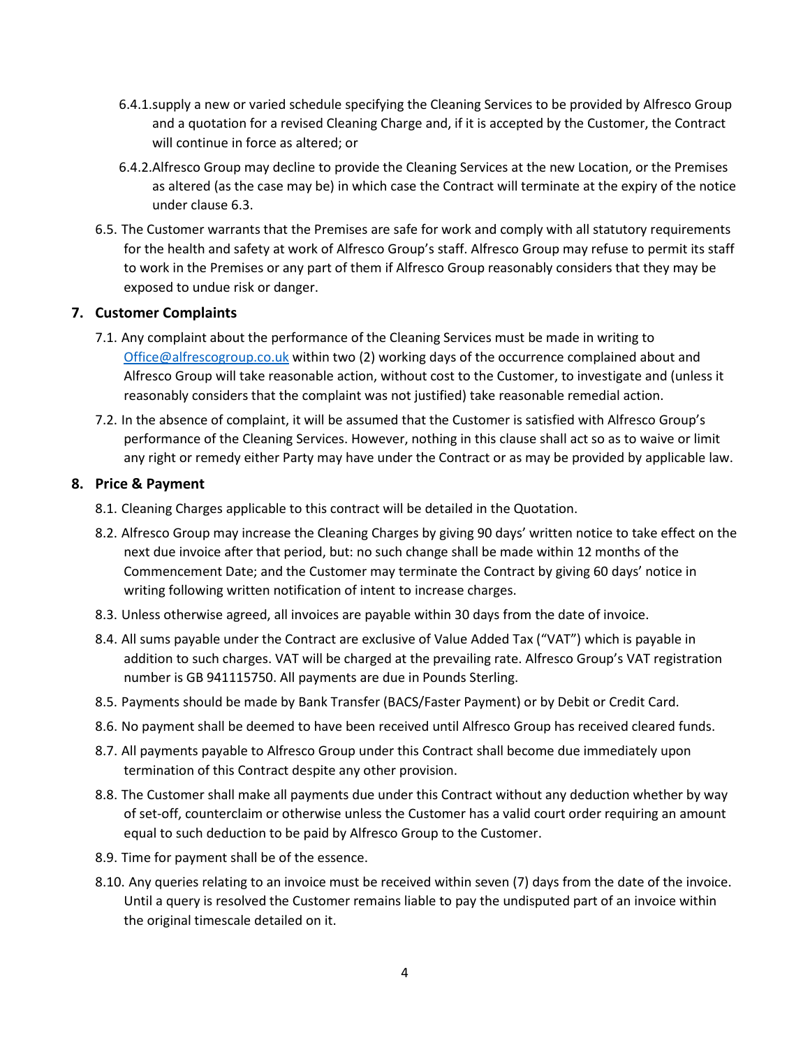6.4.1. supply a new or varied schedule specifying the Cleaning Services to be provided by Alfresco Group and a quotation for a revised Cleaning Charge and, if it is accepted by the Customer, the Contract will continue in force as altered; or

6.4.2. Alfresco Group may decline to provide the Cleaning Services at the new Location, or the Premises as altered (as the case may be) in which case the Contract will terminate at the expiry of the notice under clause 6.3.

6.5. The Customer warrants that the Premises are safe for work and comply with all statutory requirements for the health and safety at work of Alfresco Group's staff. Alfresco Group may refuse to permit its staff to work in the Premises or any part of them if Alfresco Group reasonably considers that they may be exposed to undue risk or danger.

## 7. Customer Complaints

7.1. Any complaint about the performance of the Cleaning Services must be made in writing to [Office@alfrescogroup.co.uk](mailto:Office@alfrescogroup.co.uk) within two (2) working days of the occurrence complained about and Alfresco Group will take reasonable action, without cost to the Customer, to investigate and (unless it reasonably considers that the complaint was not justified) take reasonable remedial action.

7.2. In the absence of complaint, it will be assumed that the Customer is satisfied with Alfresco Group's performance of the Cleaning Services. However, nothing in this clause shall act so as to waive or limit any right or remedy either Party may have under the Contract or as may be provided by applicable law.

## 8. Price & Payment

8.1. Cleaning Charges applicable to this contract will be detailed in the Quotation.

8.2. Alfresco Group may increase the Cleaning Charges by giving 90 days' written notice to take effect on the next due invoice after that period, but: no such change shall be made within 12 months of the Commencement Date; and the Customer may terminate the Contract by giving 60 days' notice in writing following written notification of intent to increase charges.

8.3. Unless otherwise agreed, all invoices are payable within 30 days from the date of invoice.

8.4. All sums payable under the Contract are exclusive of Value Added Tax ("VAT") which is payable in addition to such charges. VAT will be charged at the prevailing rate. Alfresco Group's VAT registration number is GB 941115750. All payments are due in Pounds Sterling.

8.5. Payments should be made by Bank Transfer (BACS/Faster Payment) or by Debit or Credit Card.

8.6. No payment shall be deemed to have been received until Alfresco Group has received cleared funds.

8.7. All payments payable to Alfresco Group under this Contract shall become due immediately upon termination of this Contract despite any other provision.

8.8. The Customer shall make all payments due under this Contract without any deduction whether by way of set-off, counterclaim or otherwise unless the Customer has a valid court order requiring an amount equal to such deduction to be paid by Alfresco Group to the Customer.

8.9. Time for payment shall be of the essence.

8.10. Any queries relating to an invoice must be received within seven (7) days from the date of the invoice. Until a query is resolved the Customer remains liable to pay the undisputed part of an invoice within the original timescale detailed on it.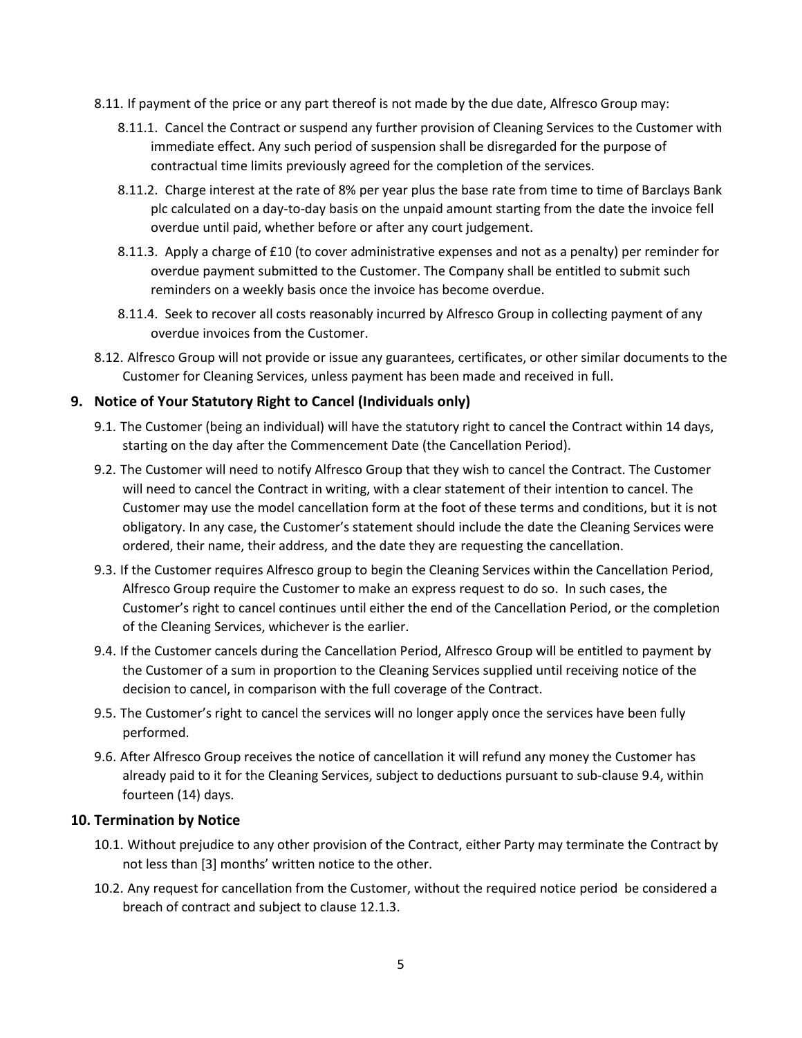8.11. If payment of the price or any part thereof is not made by the due date, Alfresco Group may:

8.11.1. Cancel the Contract or suspend any further provision of Cleaning Services to the Customer with immediate effect. Any such period of suspension shall be disregarded for the purpose of contractual time limits previously agreed for the completion of the services.

8.11.2. Charge interest at the rate of 8% per year plus the base rate from time to time of Barclays Bank plc calculated on a day-to-day basis on the unpaid amount starting from the date the invoice fell overdue until paid, whether before or after any court judgement.

8.11.3. Apply a charge of £10 (to cover administrative expenses and not as a penalty) per reminder for overdue payment submitted to the Customer. The Company shall be entitled to submit such reminders on a weekly basis once the invoice has become overdue.

8.11.4. Seek to recover all costs reasonably incurred by Alfresco Group in collecting payment of any overdue invoices from the Customer.

8.12. Alfresco Group will not provide or issue any guarantees, certificates, or other similar documents to the Customer for Cleaning Services, unless payment has been made and received in full.

## 9. Notice of Your Statutory Right to Cancel (Individuals only)

9.1. The Customer (being an individual) will have the statutory right to cancel the Contract within 14 days, starting on the day after the Commencement Date (the Cancellation Period).

9.2. The Customer will need to notify Alfresco Group that they wish to cancel the Contract. The Customer will need to cancel the Contract in writing, with a clear statement of their intention to cancel. The Customer may use the model cancellation form at the foot of these terms and conditions, but it is not obligatory. In any case, the Customer's statement should include the date the Cleaning Services were ordered, their name, their address, and the date they are requesting the cancellation.

9.3. If the Customer requires Alfresco group to begin the Cleaning Services within the Cancellation Period, Alfresco Group require the Customer to make an express request to do so. In such cases, the Customer's right to cancel continues until either the end of the Cancellation Period, or the completion of the Cleaning Services, whichever is the earlier.

9.4. If the Customer cancels during the Cancellation Period, Alfresco Group will be entitled to payment by the Customer of a sum in proportion to the Cleaning Services supplied until receiving notice of the decision to cancel, in comparison with the full coverage of the Contract.

9.5. The Customer's right to cancel the services will no longer apply once the services have been fully performed.

9.6. After Alfresco Group receives the notice of cancellation it will refund any money the Customer has already paid to it for the Cleaning Services, subject to deductions pursuant to sub-clause 9.4, within fourteen (14) days.

## 10. Termination by Notice

10.1. Without prejudice to any other provision of the Contract, either Party may terminate the Contract by not less than [3] months' written notice to the other.

10.2. Any request for cancellation from the Customer, without the required notice period be considered a breach of contract and subject to clause 12.1.3.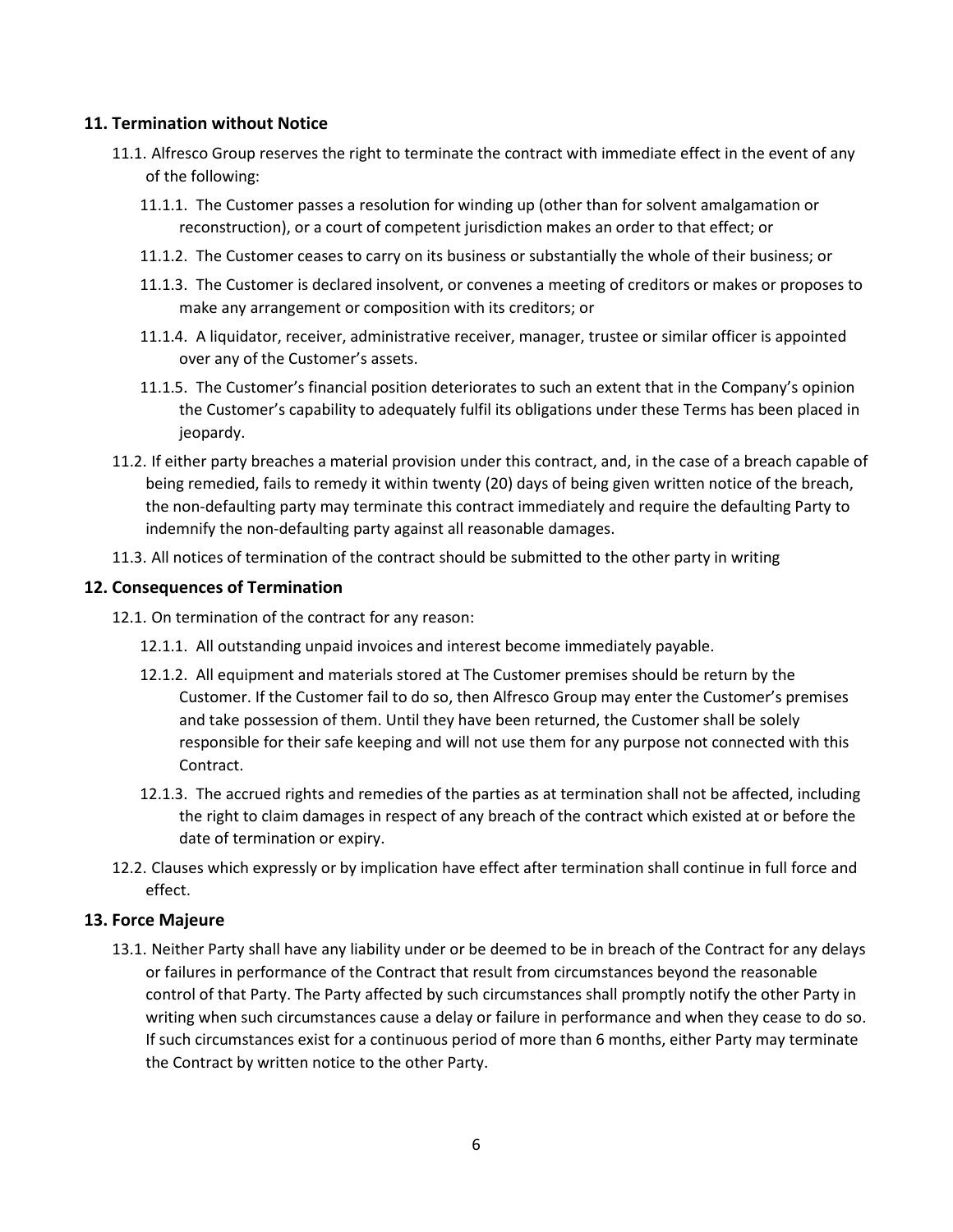## 11. Termination without Notice

11.1. Alfresco Group reserves the right to terminate the contract with immediate effect in the event of any of the following:

11.1.1. The Customer passes a resolution for winding up (other than for solvent amalgamation or reconstruction), or a court of competent jurisdiction makes an order to that effect; or

11.1.2. The Customer ceases to carry on its business or substantially the whole of their business; or

11.1.3. The Customer is declared insolvent, or convenes a meeting of creditors or makes or proposes to make any arrangement or composition with its creditors; or

11.1.4. A liquidator, receiver, administrative receiver, manager, trustee or similar officer is appointed over any of the Customer's assets.

11.1.5. The Customer's financial position deteriorates to such an extent that in the Company's opinion the Customer's capability to adequately fulfil its obligations under these Terms has been placed in jeopardy.

11.2. If either party breaches a material provision under this contract, and, in the case of a breach capable of being remedied, fails to remedy it within twenty (20) days of being given written notice of the breach, the non-defaulting party may terminate this contract immediately and require the defaulting Party to indemnify the non-defaulting party against all reasonable damages.

11.3. All notices of termination of the contract should be submitted to the other party in writing

## 12. Consequences of Termination

12.1. On termination of the contract for any reason:

12.1.1. All outstanding unpaid invoices and interest become immediately payable.

12.1.2. All equipment and materials stored at The Customer premises should be return by the Customer. If the Customer fail to do so, then Alfresco Group may enter the Customer's premises and take possession of them. Until they have been returned, the Customer shall be solely responsible for their safe keeping and will not use them for any purpose not connected with this Contract.

12.1.3. The accrued rights and remedies of the parties as at termination shall not be affected, including the right to claim damages in respect of any breach of the contract which existed at or before the date of termination or expiry.

12.2. Clauses which expressly or by implication have effect after termination shall continue in full force and effect.

## 13. Force Majeure

13.1. Neither Party shall have any liability under or be deemed to be in breach of the Contract for any delays or failures in performance of the Contract that result from circumstances beyond the reasonable control of that Party. The Party affected by such circumstances shall promptly notify the other Party in writing when such circumstances cause a delay or failure in performance and when they cease to do so. If such circumstances exist for a continuous period of more than 6 months, either Party may terminate the Contract by written notice to the other Party.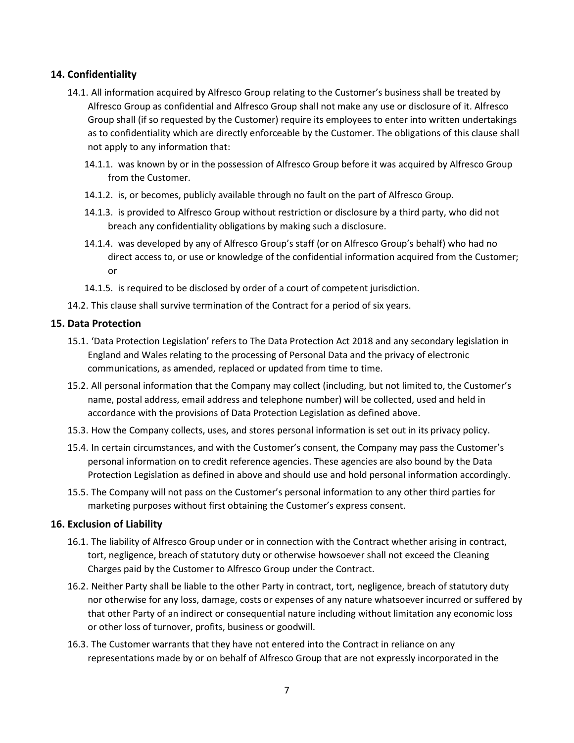## 14. Confidentiality

14.1. All information acquired by Alfresco Group relating to the Customer's business shall be treated by Alfresco Group as confidential and Alfresco Group shall not make any use or disclosure of it. Alfresco Group shall (if so requested by the Customer) require its employees to enter into written undertakings as to confidentiality which are directly enforceable by the Customer. The obligations of this clause shall not apply to any information that:

14.1.1. was known by or in the possession of Alfresco Group before it was acquired by Alfresco Group from the Customer.

14.1.2. is, or becomes, publicly available through no fault on the part of Alfresco Group.

14.1.3. is provided to Alfresco Group without restriction or disclosure by a third party, who did not breach any confidentiality obligations by making such a disclosure.

14.1.4. was developed by any of Alfresco Group's staff (or on Alfresco Group's behalf) who had no direct access to, or use or knowledge of the confidential information acquired from the Customer; or

14.1.5. is required to be disclosed by order of a court of competent jurisdiction.

14.2. This clause shall survive termination of the Contract for a period of six years.

## 15. Data Protection

15.1. 'Data Protection Legislation' refers to The Data Protection Act 2018 and any secondary legislation in England and Wales relating to the processing of Personal Data and the privacy of electronic communications, as amended, replaced or updated from time to time.

15.2. All personal information that the Company may collect (including, but not limited to, the Customer's name, postal address, email address and telephone number) will be collected, used and held in accordance with the provisions of Data Protection Legislation as defined above.

15.3. How the Company collects, uses, and stores personal information is set out in its privacy policy.

15.4. In certain circumstances, and with the Customer's consent, the Company may pass the Customer's personal information on to credit reference agencies. These agencies are also bound by the Data Protection Legislation as defined in above and should use and hold personal information accordingly.

15.5. The Company will not pass on the Customer's personal information to any other third parties for marketing purposes without first obtaining the Customer's express consent.

## 16. Exclusion of Liability

16.1. The liability of Alfresco Group under or in connection with the Contract whether arising in contract, tort, negligence, breach of statutory duty or otherwise howsoever shall not exceed the Cleaning Charges paid by the Customer to Alfresco Group under the Contract.

16.2. Neither Party shall be liable to the other Party in contract, tort, negligence, breach of statutory duty nor otherwise for any loss, damage, costs or expenses of any nature whatsoever incurred or suffered by that other Party of an indirect or consequential nature including without limitation any economic loss or other loss of turnover, profits, business or goodwill.

16.3. The Customer warrants that they have not entered into the Contract in reliance on any representations made by or on behalf of Alfresco Group that are not expressly incorporated in the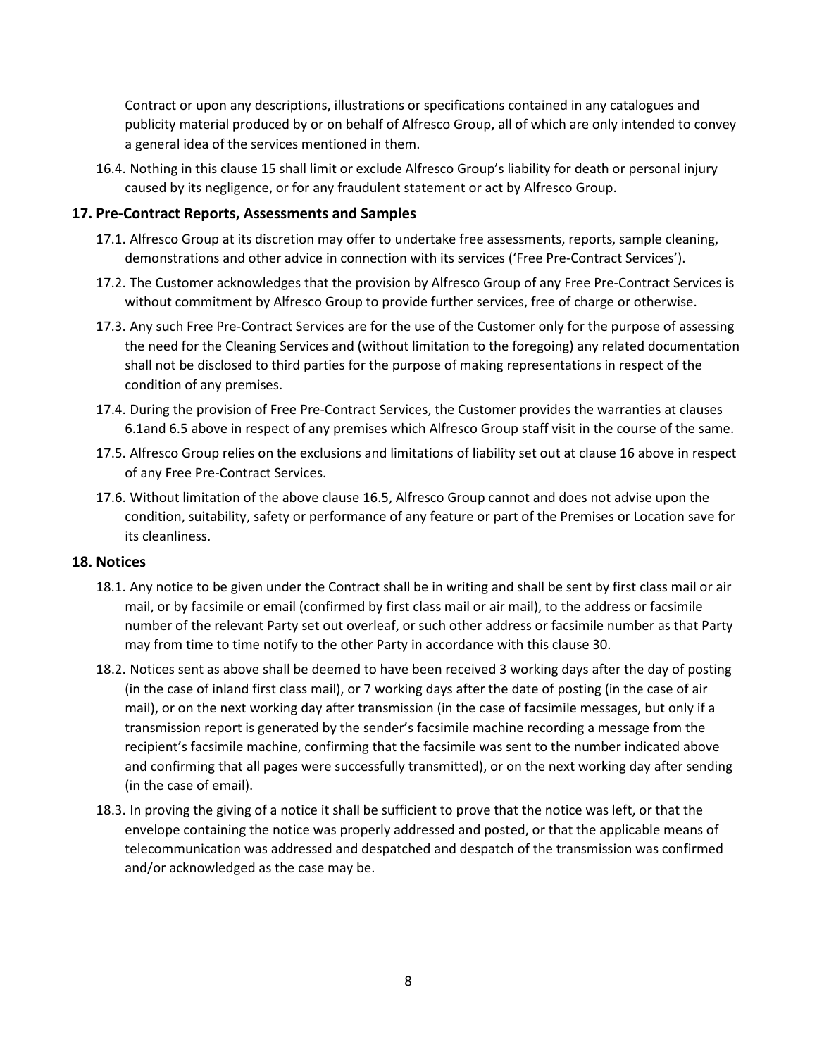Contract or upon any descriptions, illustrations or specifications contained in any catalogues and publicity material produced by or on behalf of Alfresco Group, all of which are only intended to convey a general idea of the services mentioned in them.

16.4. Nothing in this clause 15 shall limit or exclude Alfresco Group's liability for death or personal injury caused by its negligence, or for any fraudulent statement or act by Alfresco Group.

## 17. Pre-Contract Reports, Assessments and Samples

17.1. Alfresco Group at its discretion may offer to undertake free assessments, reports, sample cleaning, demonstrations and other advice in connection with its services ('Free Pre-Contract Services').

17.2. The Customer acknowledges that the provision by Alfresco Group of any Free Pre-Contract Services is without commitment by Alfresco Group to provide further services, free of charge or otherwise.

17.3. Any such Free Pre-Contract Services are for the use of the Customer only for the purpose of assessing the need for the Cleaning Services and (without limitation to the foregoing) any related documentation shall not be disclosed to third parties for the purpose of making representations in respect of the condition of any premises.

17.4. During the provision of Free Pre-Contract Services, the Customer provides the warranties at clauses 6.1and 6.5 above in respect of any premises which Alfresco Group staff visit in the course of the same.

17.5. Alfresco Group relies on the exclusions and limitations of liability set out at clause 16 above in respect of any Free Pre-Contract Services.

17.6. Without limitation of the above clause 16.5, Alfresco Group cannot and does not advise upon the condition, suitability, safety or performance of any feature or part of the Premises or Location save for its cleanliness.

## 18. Notices

18.1. Any notice to be given under the Contract shall be in writing and shall be sent by first class mail or air mail, or by facsimile or email (confirmed by first class mail or air mail), to the address or facsimile number of the relevant Party set out overleaf, or such other address or facsimile number as that Party may from time to time notify to the other Party in accordance with this clause 30.

18.2. Notices sent as above shall be deemed to have been received 3 working days after the day of posting (in the case of inland first class mail), or 7 working days after the date of posting (in the case of air mail), or on the next working day after transmission (in the case of facsimile messages, but only if a transmission report is generated by the sender's facsimile machine recording a message from the recipient's facsimile machine, confirming that the facsimile was sent to the number indicated above and confirming that all pages were successfully transmitted), or on the next working day after sending (in the case of email).

18.3. In proving the giving of a notice it shall be sufficient to prove that the notice was left, or that the envelope containing the notice was properly addressed and posted, or that the applicable means of telecommunication was addressed and despatched and despatch of the transmission was confirmed and/or acknowledged as the case may be.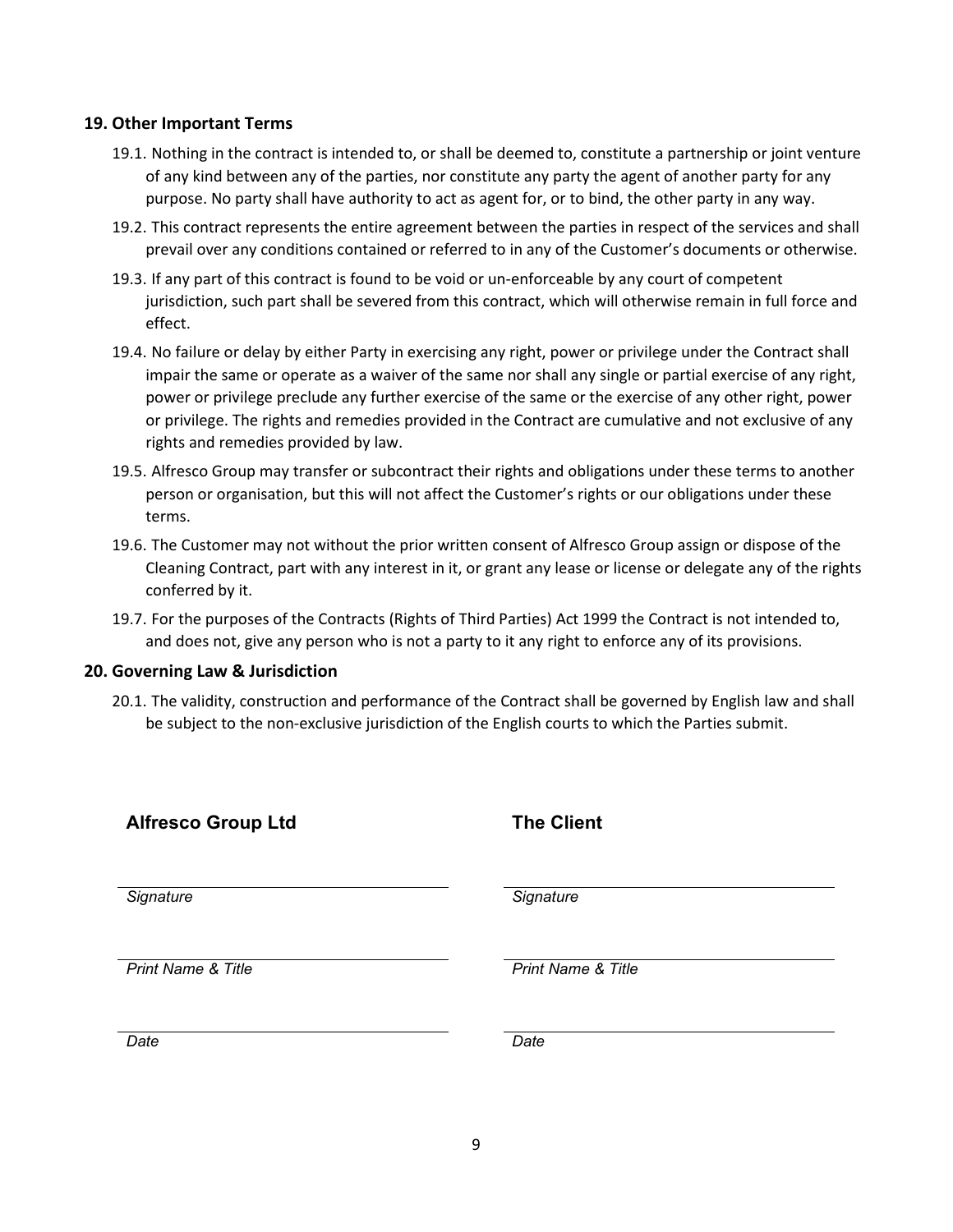## 19. Other Important Terms

19.1. Nothing in the contract is intended to, or shall be deemed to, constitute a partnership or joint venture of any kind between any of the parties, nor constitute any party the agent of another party for any purpose. No party shall have authority to act as agent for, or to bind, the other party in any way.

19.2. This contract represents the entire agreement between the parties in respect of the services and shall prevail over any conditions contained or referred to in any of the Customer's documents or otherwise.

19.3. If any part of this contract is found to be void or un-enforceable by any court of competent jurisdiction, such part shall be severed from this contract, which will otherwise remain in full force and effect.

19.4. No failure or delay by either Party in exercising any right, power or privilege under the Contract shall impair the same or operate as a waiver of the same nor shall any single or partial exercise of any right, power or privilege preclude any further exercise of the same or the exercise of any other right, power or privilege. The rights and remedies provided in the Contract are cumulative and not exclusive of any rights and remedies provided by law.

19.5. Alfresco Group may transfer or subcontract their rights and obligations under these terms to another person or organisation, but this will not affect the Customer's rights or our obligations under these terms.

19.6. The Customer may not without the prior written consent of Alfresco Group assign or dispose of the Cleaning Contract, part with any interest in it, or grant any lease or license or delegate any of the rights conferred by it.

19.7. For the purposes of the Contracts (Rights of Third Parties) Act 1999 the Contract is not intended to, and does not, give any person who is not a party to it any right to enforce any of its provisions.

## 20. Governing Law & Jurisdiction

20.1. The validity, construction and performance of the Contract shall be governed by English law and shall be subject to the non-exclusive jurisdiction of the English courts to which the Parties submit.

| **Alfresco Group Ltd** | **The Client** |
| --- | --- |
| *Signature* | *Signature* |
| *Print Name & Title* | *Print Name & Title* |
| *Date* | *Date* |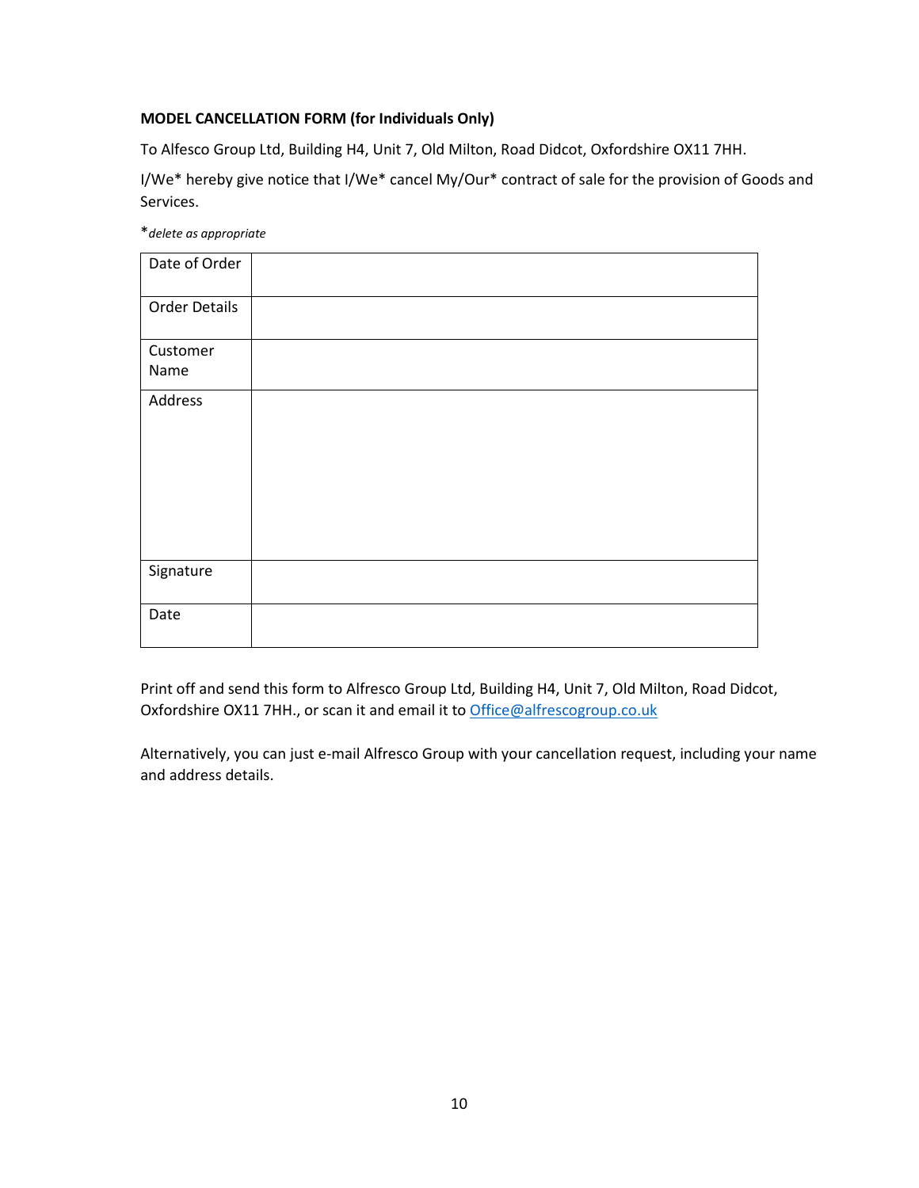**MODEL CANCELLATION FORM (for Individuals Only)**

To Alfesco Group Ltd, Building H4, Unit 7, Old Milton, Road Didcot, Oxfordshire OX11 7HH.

I/We* hereby give notice that I/We* cancel My/Our* contract of sale for the provision of Goods and Services.

**delete as appropriate*

| Date of Order | |
|---|---|
| Order Details | |
| Customer Name | |
| Address | |
| Signature | |
| Date | |

Print off and send this form to Alfresco Group Ltd, Building H4, Unit 7, Old Milton, Road Didcot, Oxfordshire OX11 7HH., or scan it and email it to [Office@alfrescogroup.co.uk](mailto:Office@alfrescogroup.co.uk)

Alternatively, you can just e-mail Alfresco Group with your cancellation request, including your name and address details.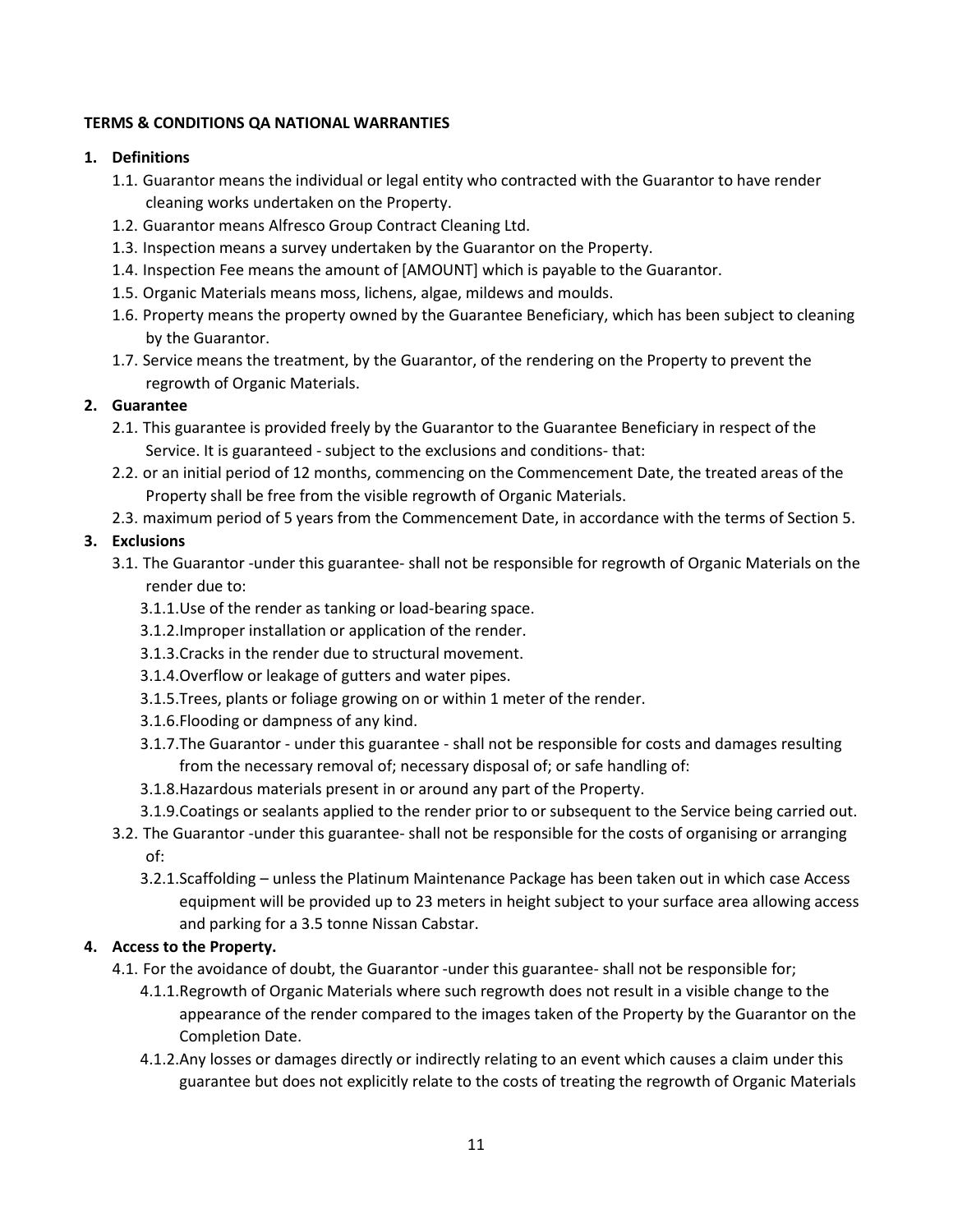**TERMS & CONDITIONS QA NATIONAL WARRANTIES**

1. **Definitions**
   1.1. Guarantor means the individual or legal entity who contracted with the Guarantor to have render cleaning works undertaken on the Property.
   1.2. Guarantor means Alfresco Group Contract Cleaning Ltd.
   1.3. Inspection means a survey undertaken by the Guarantor on the Property.
   1.4. Inspection Fee means the amount of [AMOUNT] which is payable to the Guarantor.
   1.5. Organic Materials means moss, lichens, algae, mildews and moulds.
   1.6. Property means the property owned by the Guarantee Beneficiary, which has been subject to cleaning by the Guarantor.
   1.7. Service means the treatment, by the Guarantor, of the rendering on the Property to prevent the regrowth of Organic Materials.
2. **Guarantee**
   2.1. This guarantee is provided freely by the Guarantor to the Guarantee Beneficiary in respect of the Service. It is guaranteed - subject to the exclusions and conditions- that:
   2.2. or an initial period of 12 months, commencing on the Commencement Date, the treated areas of the Property shall be free from the visible regrowth of Organic Materials.
   2.3. maximum period of 5 years from the Commencement Date, in accordance with the terms of Section 5.
3. **Exclusions**
   3.1. The Guarantor -under this guarantee- shall not be responsible for regrowth of Organic Materials on the render due to:
      3.1.1. Use of the render as tanking or load-bearing space.
      3.1.2. Improper installation or application of the render.
      3.1.3. Cracks in the render due to structural movement.
      3.1.4. Overflow or leakage of gutters and water pipes.
      3.1.5. Trees, plants or foliage growing on or within 1 meter of the render.
      3.1.6. Flooding or dampness of any kind.
      3.1.7. The Guarantor - under this guarantee - shall not be responsible for costs and damages resulting from the necessary removal of; necessary disposal of; or safe handling of:
      3.1.8. Hazardous materials present in or around any part of the Property.
      3.1.9. Coatings or sealants applied to the render prior to or subsequent to the Service being carried out.
   3.2. The Guarantor -under this guarantee- shall not be responsible for the costs of organising or arranging of:
      3.2.1. Scaffolding – unless the Platinum Maintenance Package has been taken out in which case Access equipment will be provided up to 23 meters in height subject to your surface area allowing access and parking for a 3.5 tonne Nissan Cabstar.
4. **Access to the Property.**
   4.1. For the avoidance of doubt, the Guarantor -under this guarantee- shall not be responsible for;
      4.1.1. Regrowth of Organic Materials where such regrowth does not result in a visible change to the appearance of the render compared to the images taken of the Property by the Guarantor on the Completion Date.
      4.1.2. Any losses or damages directly or indirectly relating to an event which causes a claim under this guarantee but does not explicitly relate to the costs of treating the regrowth of Organic Materials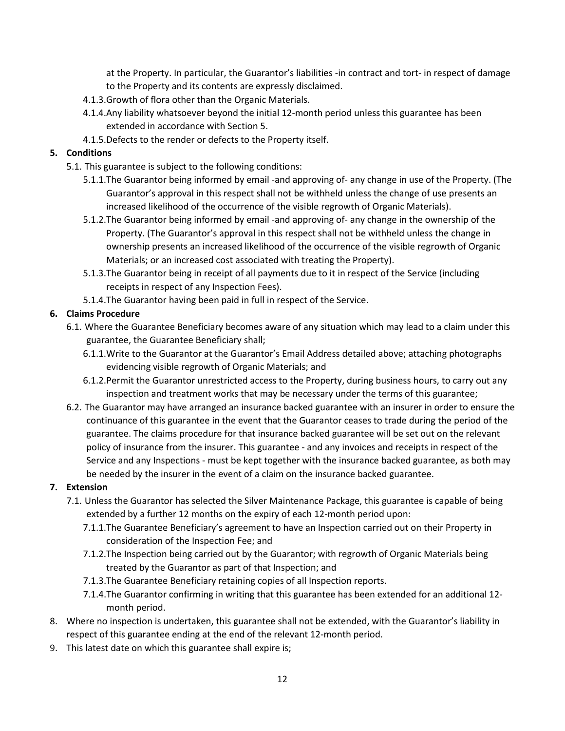at the Property. In particular, the Guarantor's liabilities -in contract and tort- in respect of damage to the Property and its contents are expressly disclaimed.

- 4.1.3. Growth of flora other than the Organic Materials.
- 4.1.4. Any liability whatsoever beyond the initial 12-month period unless this guarantee has been extended in accordance with Section 5.
- 4.1.5. Defects to the render or defects to the Property itself.

**5. Conditions**

- 5.1. This guarantee is subject to the following conditions:
  - 5.1.1. The Guarantor being informed by email -and approving of- any change in use of the Property. (The Guarantor's approval in this respect shall not be withheld unless the change of use presents an increased likelihood of the occurrence of the visible regrowth of Organic Materials).
  - 5.1.2. The Guarantor being informed by email -and approving of- any change in the ownership of the Property. (The Guarantor's approval in this respect shall not be withheld unless the change in ownership presents an increased likelihood of the occurrence of the visible regrowth of Organic Materials; or an increased cost associated with treating the Property).
  - 5.1.3. The Guarantor being in receipt of all payments due to it in respect of the Service (including receipts in respect of any Inspection Fees).
  - 5.1.4. The Guarantor having been paid in full in respect of the Service.

**6. Claims Procedure**

- 6.1. Where the Guarantee Beneficiary becomes aware of any situation which may lead to a claim under this guarantee, the Guarantee Beneficiary shall;
  - 6.1.1. Write to the Guarantor at the Guarantor's Email Address detailed above; attaching photographs evidencing visible regrowth of Organic Materials; and
  - 6.1.2. Permit the Guarantor unrestricted access to the Property, during business hours, to carry out any inspection and treatment works that may be necessary under the terms of this guarantee;
- 6.2. The Guarantor may have arranged an insurance backed guarantee with an insurer in order to ensure the continuance of this guarantee in the event that the Guarantor ceases to trade during the period of the guarantee. The claims procedure for that insurance backed guarantee will be set out on the relevant policy of insurance from the insurer. This guarantee - and any invoices and receipts in respect of the Service and any Inspections - must be kept together with the insurance backed guarantee, as both may be needed by the insurer in the event of a claim on the insurance backed guarantee.

**7. Extension**

- 7.1. Unless the Guarantor has selected the Silver Maintenance Package, this guarantee is capable of being extended by a further 12 months on the expiry of each 12-month period upon:
  - 7.1.1. The Guarantee Beneficiary's agreement to have an Inspection carried out on their Property in consideration of the Inspection Fee; and
  - 7.1.2. The Inspection being carried out by the Guarantor; with regrowth of Organic Materials being treated by the Guarantor as part of that Inspection; and
  - 7.1.3. The Guarantee Beneficiary retaining copies of all Inspection reports.
  - 7.1.4. The Guarantor confirming in writing that this guarantee has been extended for an additional 12-month period.

8. Where no inspection is undertaken, this guarantee shall not be extended, with the Guarantor's liability in respect of this guarantee ending at the end of the relevant 12-month period.
9. This latest date on which this guarantee shall expire is;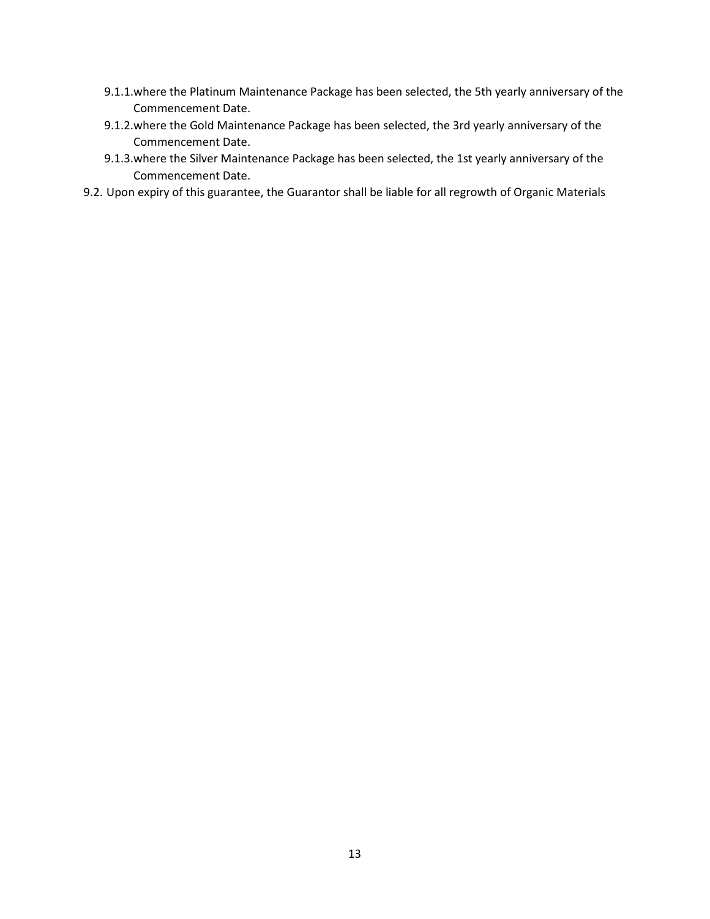- 9.1.1. where the Platinum Maintenance Package has been selected, the 5th yearly anniversary of the Commencement Date.
- 9.1.2. where the Gold Maintenance Package has been selected, the 3rd yearly anniversary of the Commencement Date.
- 9.1.3. where the Silver Maintenance Package has been selected, the 1st yearly anniversary of the Commencement Date.

9.2. Upon expiry of this guarantee, the Guarantor shall be liable for all regrowth of Organic Materials